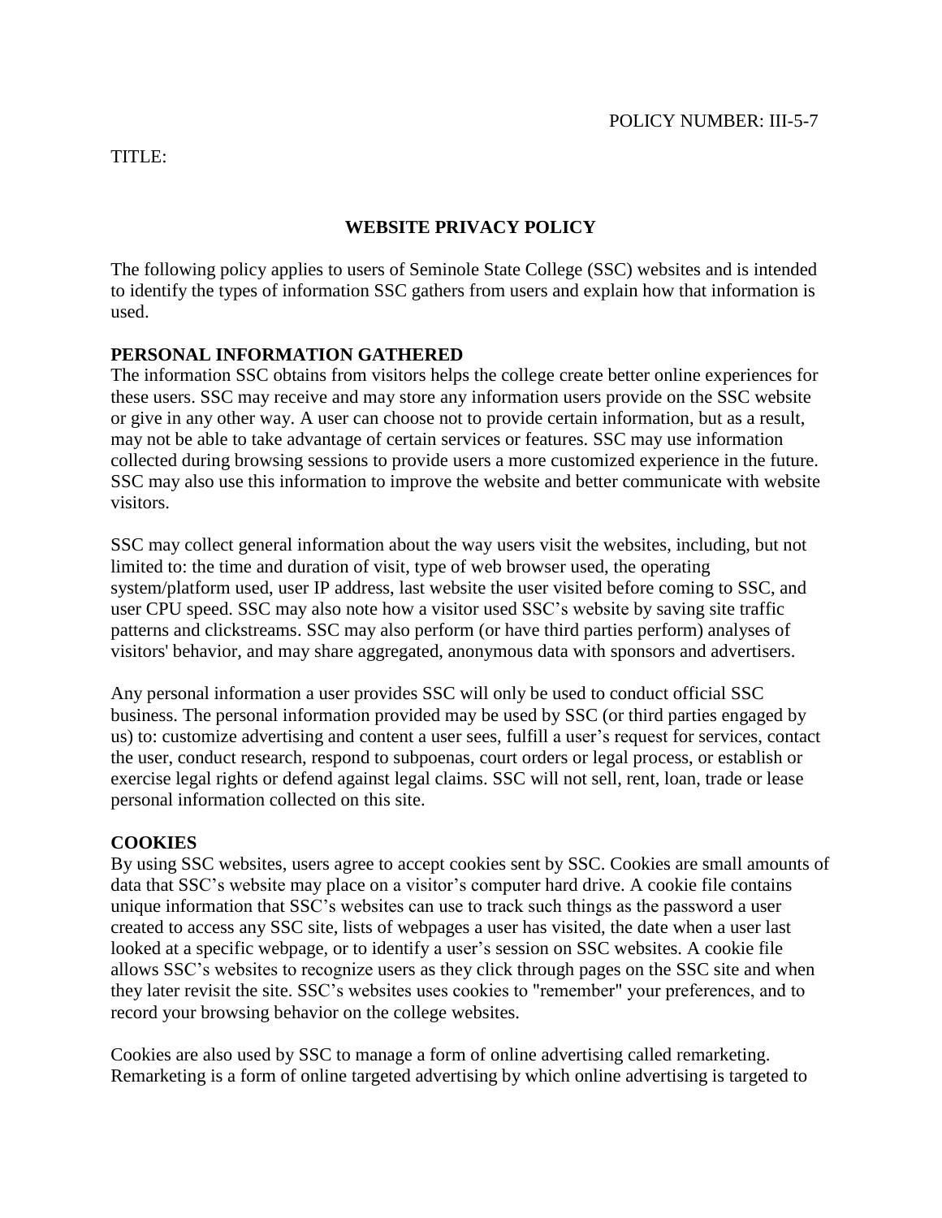POLICY NUMBER: III-5-7

TITLE:

# WEBSITE PRIVACY POLICY

The following policy applies to users of Seminole State College (SSC) websites and is intended to identify the types of information SSC gathers from users and explain how that information is used.

## PERSONAL INFORMATION GATHERED

The information SSC obtains from visitors helps the college create better online experiences for these users. SSC may receive and may store any information users provide on the SSC website or give in any other way. A user can choose not to provide certain information, but as a result, may not be able to take advantage of certain services or features. SSC may use information collected during browsing sessions to provide users a more customized experience in the future. SSC may also use this information to improve the website and better communicate with website visitors.

SSC may collect general information about the way users visit the websites, including, but not limited to: the time and duration of visit, type of web browser used, the operating system/platform used, user IP address, last website the user visited before coming to SSC, and user CPU speed. SSC may also note how a visitor used SSC's website by saving site traffic patterns and clickstreams. SSC may also perform (or have third parties perform) analyses of visitors' behavior, and may share aggregated, anonymous data with sponsors and advertisers.

Any personal information a user provides SSC will only be used to conduct official SSC business. The personal information provided may be used by SSC (or third parties engaged by us) to: customize advertising and content a user sees, fulfill a user's request for services, contact the user, conduct research, respond to subpoenas, court orders or legal process, or establish or exercise legal rights or defend against legal claims. SSC will not sell, rent, loan, trade or lease personal information collected on this site.

## COOKIES

By using SSC websites, users agree to accept cookies sent by SSC. Cookies are small amounts of data that SSC's website may place on a visitor's computer hard drive. A cookie file contains unique information that SSC's websites can use to track such things as the password a user created to access any SSC site, lists of webpages a user has visited, the date when a user last looked at a specific webpage, or to identify a user's session on SSC websites. A cookie file allows SSC's websites to recognize users as they click through pages on the SSC site and when they later revisit the site. SSC's websites uses cookies to "remember" your preferences, and to record your browsing behavior on the college websites.

Cookies are also used by SSC to manage a form of online advertising called remarketing. Remarketing is a form of online targeted advertising by which online advertising is targeted to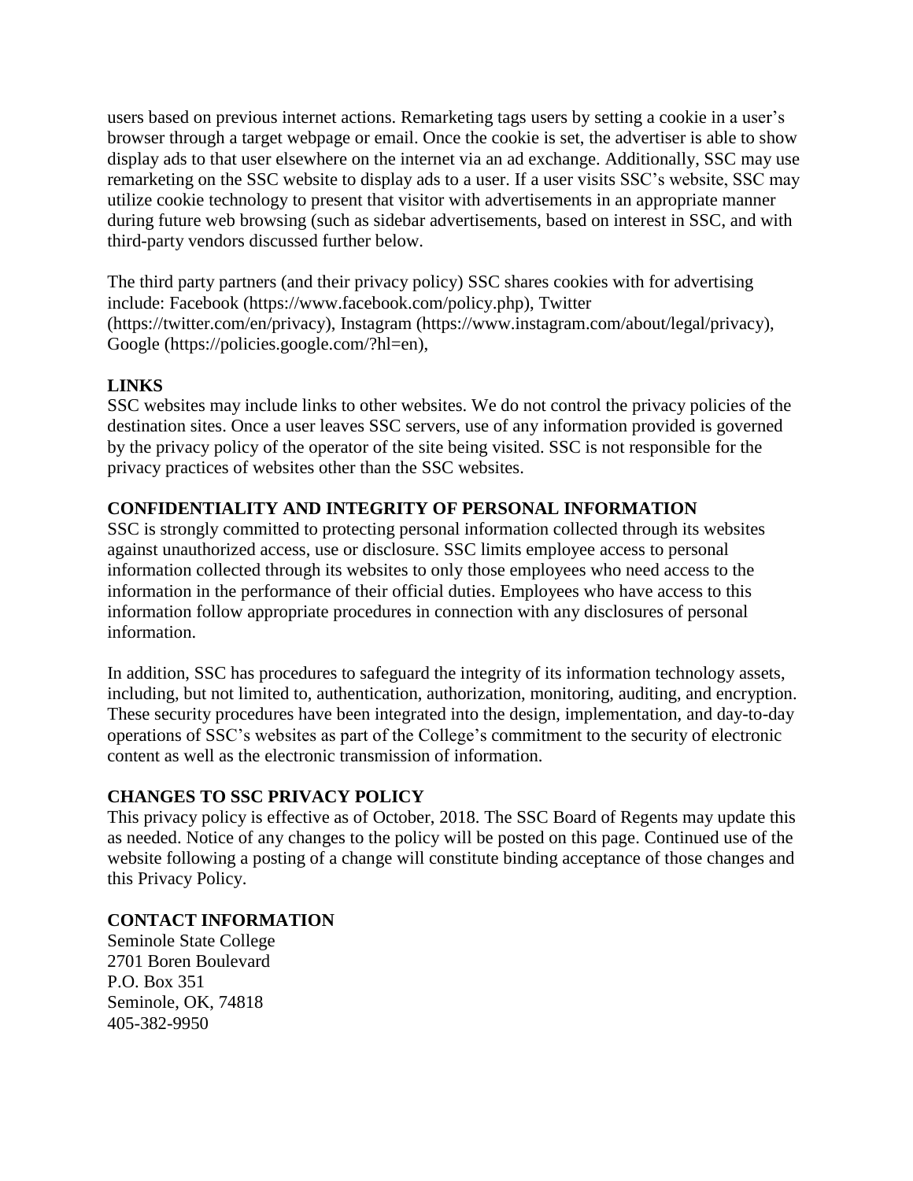users based on previous internet actions. Remarketing tags users by setting a cookie in a user's browser through a target webpage or email. Once the cookie is set, the advertiser is able to show display ads to that user elsewhere on the internet via an ad exchange. Additionally, SSC may use remarketing on the SSC website to display ads to a user. If a user visits SSC's website, SSC may utilize cookie technology to present that visitor with advertisements in an appropriate manner during future web browsing (such as sidebar advertisements, based on interest in SSC, and with third-party vendors discussed further below.

The third party partners (and their privacy policy) SSC shares cookies with for advertising include: Facebook (https://www.facebook.com/policy.php), Twitter (https://twitter.com/en/privacy), Instagram (https://www.instagram.com/about/legal/privacy), Google (https://policies.google.com/?hl=en),

**LINKS**

SSC websites may include links to other websites. We do not control the privacy policies of the destination sites. Once a user leaves SSC servers, use of any information provided is governed by the privacy policy of the operator of the site being visited. SSC is not responsible for the privacy practices of websites other than the SSC websites.

**CONFIDENTIALITY AND INTEGRITY OF PERSONAL INFORMATION**

SSC is strongly committed to protecting personal information collected through its websites against unauthorized access, use or disclosure. SSC limits employee access to personal information collected through its websites to only those employees who need access to the information in the performance of their official duties. Employees who have access to this information follow appropriate procedures in connection with any disclosures of personal information.

In addition, SSC has procedures to safeguard the integrity of its information technology assets, including, but not limited to, authentication, authorization, monitoring, auditing, and encryption. These security procedures have been integrated into the design, implementation, and day-to-day operations of SSC's websites as part of the College's commitment to the security of electronic content as well as the electronic transmission of information.

**CHANGES TO SSC PRIVACY POLICY**

This privacy policy is effective as of October, 2018. The SSC Board of Regents may update this as needed. Notice of any changes to the policy will be posted on this page. Continued use of the website following a posting of a change will constitute binding acceptance of those changes and this Privacy Policy.

**CONTACT INFORMATION**

Seminole State College
2701 Boren Boulevard
P.O. Box 351
Seminole, OK, 74818
405-382-9950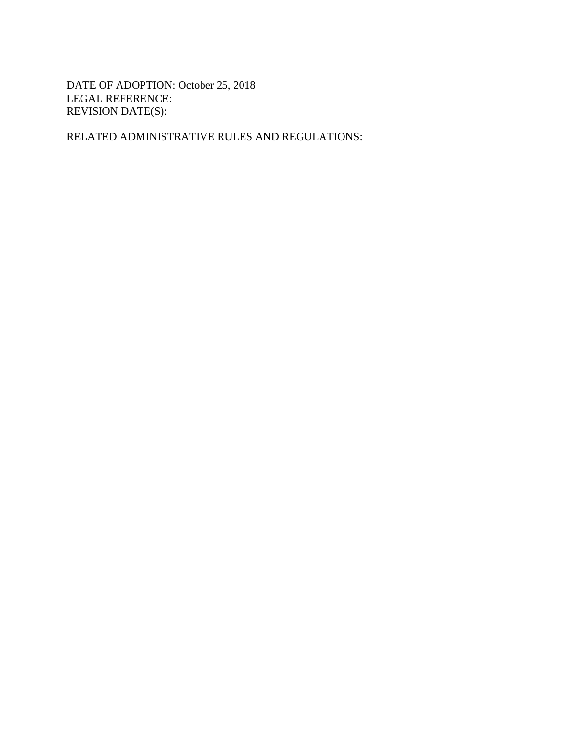DATE OF ADOPTION: October 25, 2018
LEGAL REFERENCE:
REVISION DATE(S):

RELATED ADMINISTRATIVE RULES AND REGULATIONS: